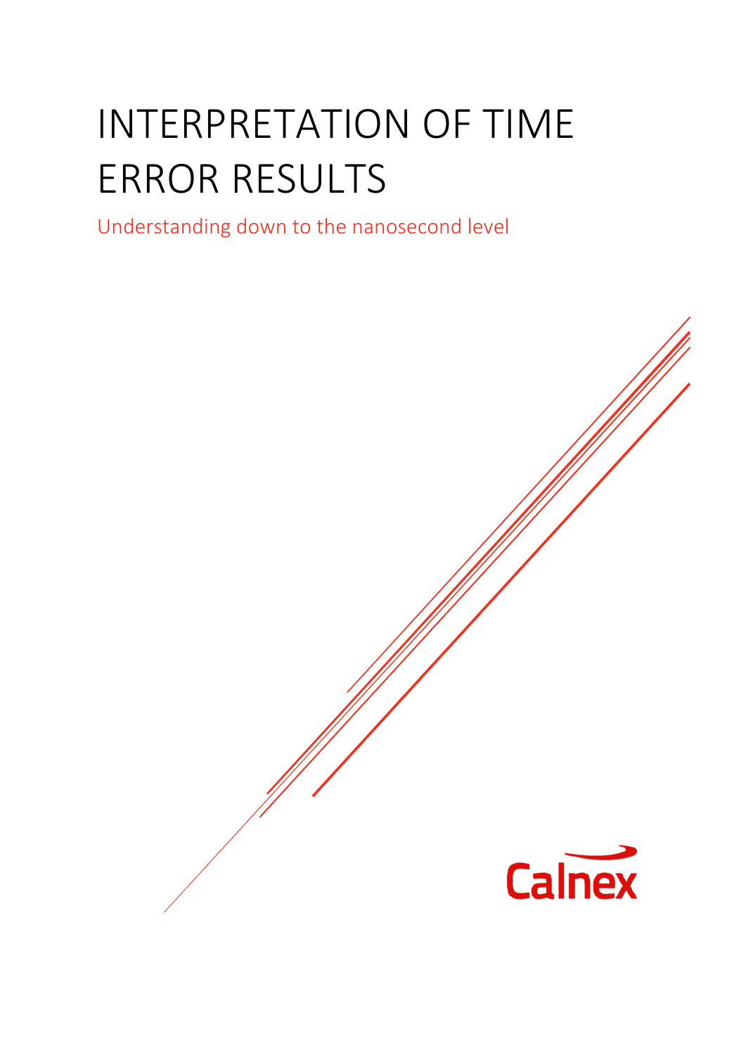# INTERPRETATION OF TIME ERROR RESULTS

Understanding down to the nanosecond level

Calnex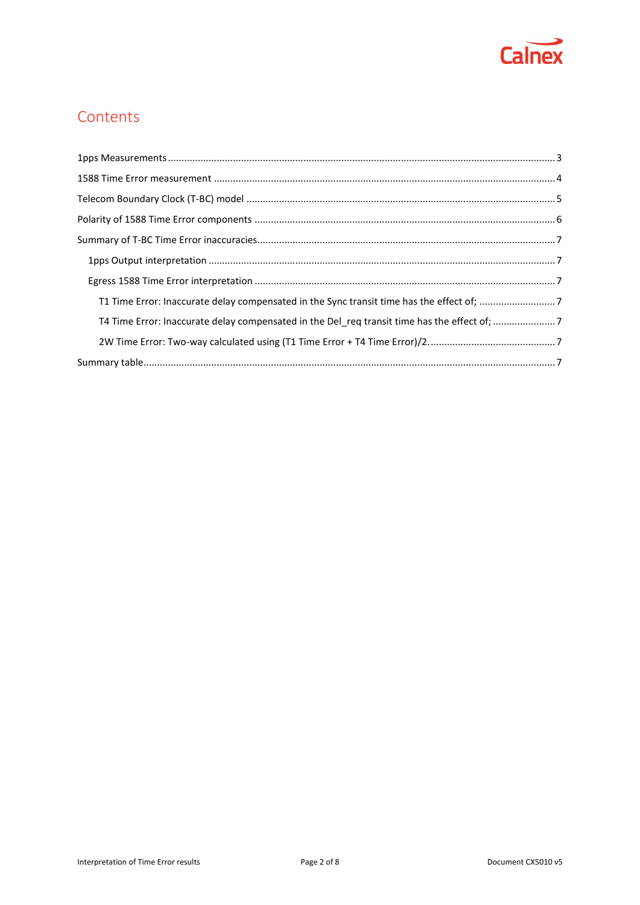# Contents

1pps Measurements .......... 3

1588 Time Error measurement .......... 4

Telecom Boundary Clock (T-BC) model .......... 5

Polarity of 1588 Time Error components .......... 6

Summary of T-BC Time Error inaccuracies .......... 7

- 1pps Output interpretation .......... 7
- Egress 1588 Time Error interpretation .......... 7
  - T1 Time Error: Inaccurate delay compensated in the Sync transit time has the effect of; .......... 7
  - T4 Time Error: Inaccurate delay compensated in the Del_req transit time has the effect of; .......... 7
  - 2W Time Error: Two-way calculated using (T1 Time Error + T4 Time Error)/2. .......... 7

Summary table .......... 7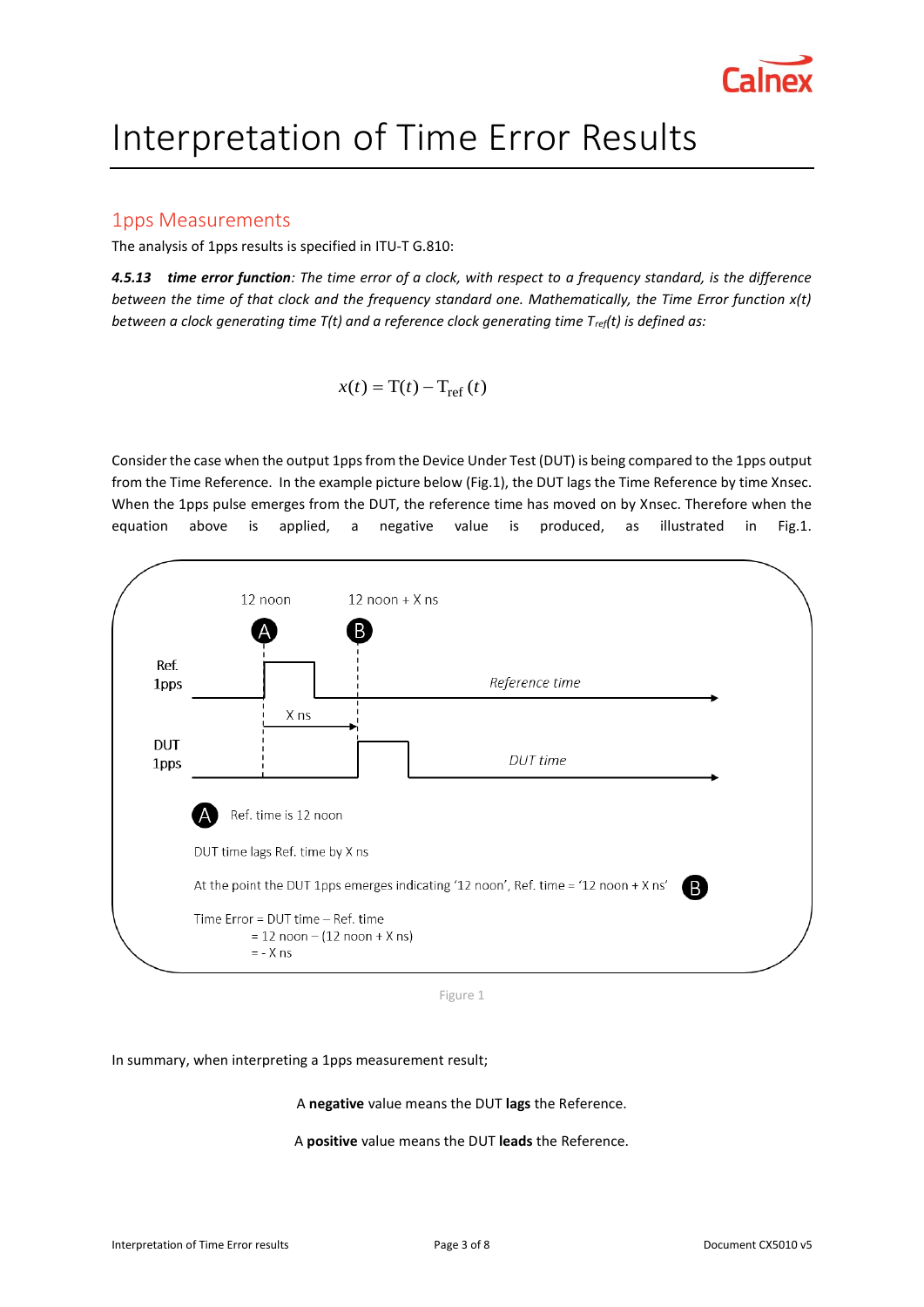#### Interpretation of Time Error Results

## 1pps Measurements

The analysis of 1pps results is specified in ITU-T G.810:

***4.5.13 time error function**: The time error of a clock, with respect to a frequency standard, is the difference between the time of that clock and the frequency standard one. Mathematically, the Time Error function x(t) between a clock generating time T(t) and a reference clock generating time $T_{ref}(t)$ is defined as:*

$$x(t) = \mathrm{T}(t) - \mathrm{T}_{\mathrm{ref}}(t)$$

Consider the case when the output 1pps from the Device Under Test (DUT) is being compared to the 1pps output from the Time Reference. In the example picture below (Fig.1), the DUT lags the Time Reference by time Xnsec. When the 1pps pulse emerges from the DUT, the reference time has moved on by Xnsec. Therefore when the equation above is applied, a negative value is produced, as illustrated in Fig.1.

12 noon — 12 noon + X ns

(A) (B)

Ref. 1pps — Reference time

X ns

DUT 1pps — DUT time

(A) Ref. time is 12 noon

DUT time lags Ref. time by X ns

At the point the DUT 1pps emerges indicating '12 noon', Ref. time = '12 noon + X ns' (B)

Time Error = DUT time – Ref. time
= 12 noon – (12 noon + X ns)
= - X ns

Figure 1

In summary, when interpreting a 1pps measurement result;

A **negative** value means the DUT **lags** the Reference.

A **positive** value means the DUT **leads** the Reference.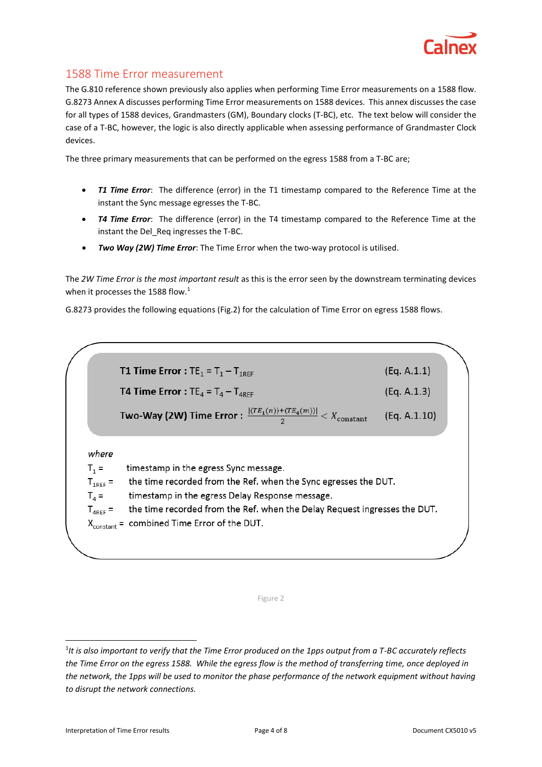## 1588 Time Error measurement

The G.810 reference shown previously also applies when performing Time Error measurements on a 1588 flow. G.8273 Annex A discusses performing Time Error measurements on 1588 devices. This annex discusses the case for all types of 1588 devices, Grandmasters (GM), Boundary clocks (T-BC), etc. The text below will consider the case of a T-BC, however, the logic is also directly applicable when assessing performance of Grandmaster Clock devices.

The three primary measurements that can be performed on the egress 1588 from a T-BC are;

- ***T1 Time Error***: The difference (error) in the T1 timestamp compared to the Reference Time at the instant the Sync message egresses the T-BC.
- ***T4 Time Error***: The difference (error) in the T4 timestamp compared to the Reference Time at the instant the Del_Req ingresses the T-BC.
- ***Two Way (2W) Time Error***: The Time Error when the two-way protocol is utilised.

The *2W Time Error is the most important result* as this is the error seen by the downstream terminating devices when it processes the 1588 flow.[1]

G.8273 provides the following equations (Fig.2) for the calculation of Time Error on egress 1588 flows.

**T1 Time Error :** $TE_1 = T_1 - T_{1REF}$ (Eq. A.1.1)

**T4 Time Error :** $TE_4 = T_4 - T_{4REF}$ (Eq. A.1.3)

**Two-Way (2W) Time Error :** $\frac{|\langle TE_1(n)\rangle + \langle TE_4(m)\rangle|}{2} < X_{\text{constant}}$ (Eq. A.1.10)

*where*

$T_1$ = timestamp in the egress Sync message.
$T_{1REF}$ = the time recorded from the Ref. when the Sync egresses the DUT.
$T_4$ = timestamp in the egress Delay Response message.
$T_{4REF}$ = the time recorded from the Ref. when the Delay Request ingresses the DUT.
$X_{constant}$ = combined Time Error of the DUT.

Figure 2

[1] *It is also important to verify that the Time Error produced on the 1pps output from a T-BC accurately reflects the Time Error on the egress 1588. While the egress flow is the method of transferring time, once deployed in the network, the 1pps will be used to monitor the phase performance of the network equipment without having to disrupt the network connections.*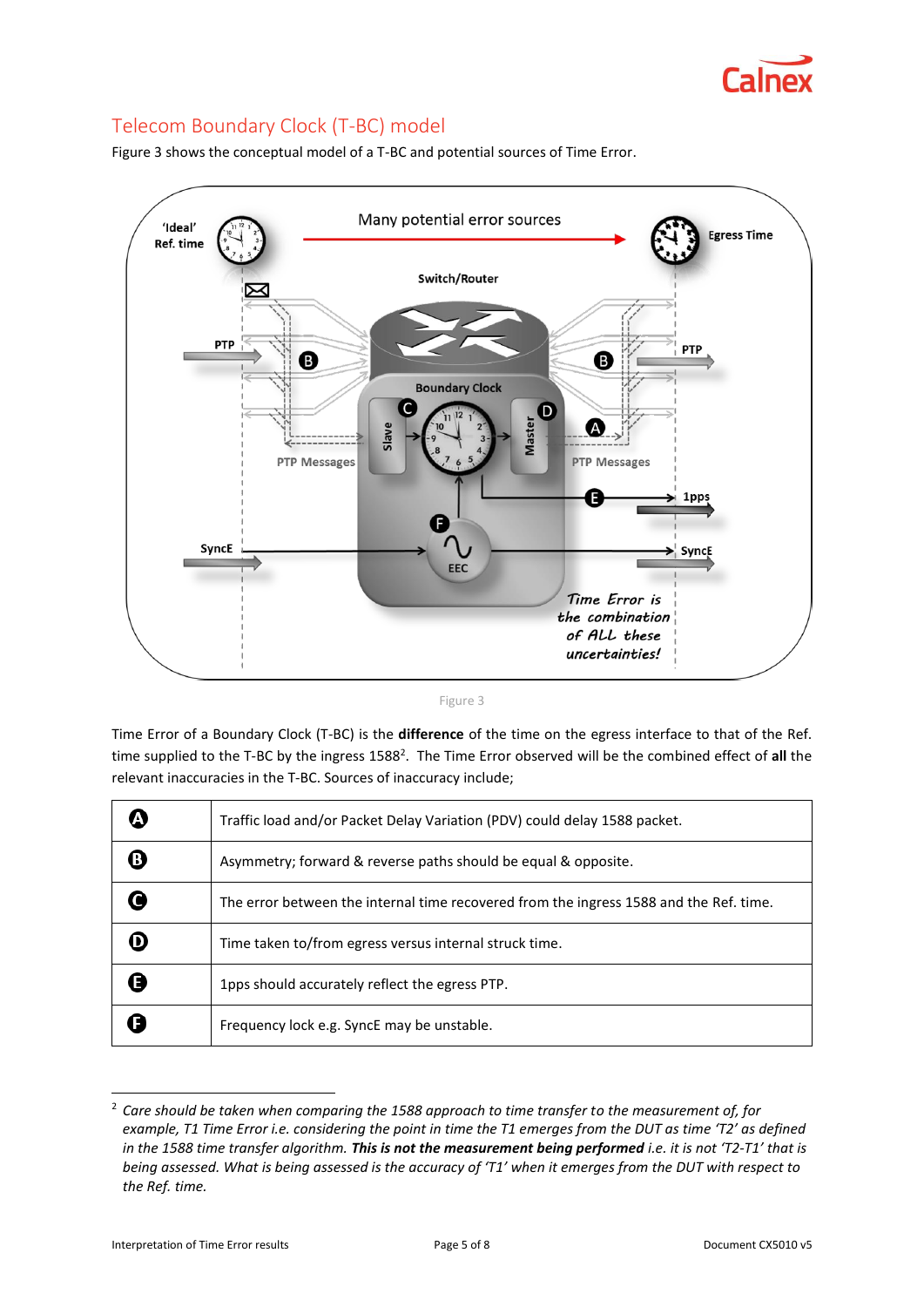## Telecom Boundary Clock (T-BC) model

Figure 3 shows the conceptual model of a T-BC and potential sources of Time Error.

Figure 3

Time Error of a Boundary Clock (T-BC) is the **difference** of the time on the egress interface to that of the Ref. time supplied to the T-BC by the ingress 1588[2]. The Time Error observed will be the combined effect of **all** the relevant inaccuracies in the T-BC. Sources of inaccuracy include;

| | |
|---|---|
| **A** | Traffic load and/or Packet Delay Variation (PDV) could delay 1588 packet. |
| **B** | Asymmetry; forward & reverse paths should be equal & opposite. |
| **C** | The error between the internal time recovered from the ingress 1588 and the Ref. time. |
| **D** | Time taken to/from egress versus internal struck time. |
| **E** | 1pps should accurately reflect the egress PTP. |
| **F** | Frequency lock e.g. SyncE may be unstable. |

[2] *Care should be taken when comparing the 1588 approach to time transfer to the measurement of, for example, T1 Time Error i.e. considering the point in time the T1 emerges from the DUT as time 'T2' as defined in the 1588 time transfer algorithm.* ***This is not the measurement being performed*** *i.e. it is not 'T2-T1' that is being assessed. What is being assessed is the accuracy of 'T1' when it emerges from the DUT with respect to the Ref. time.*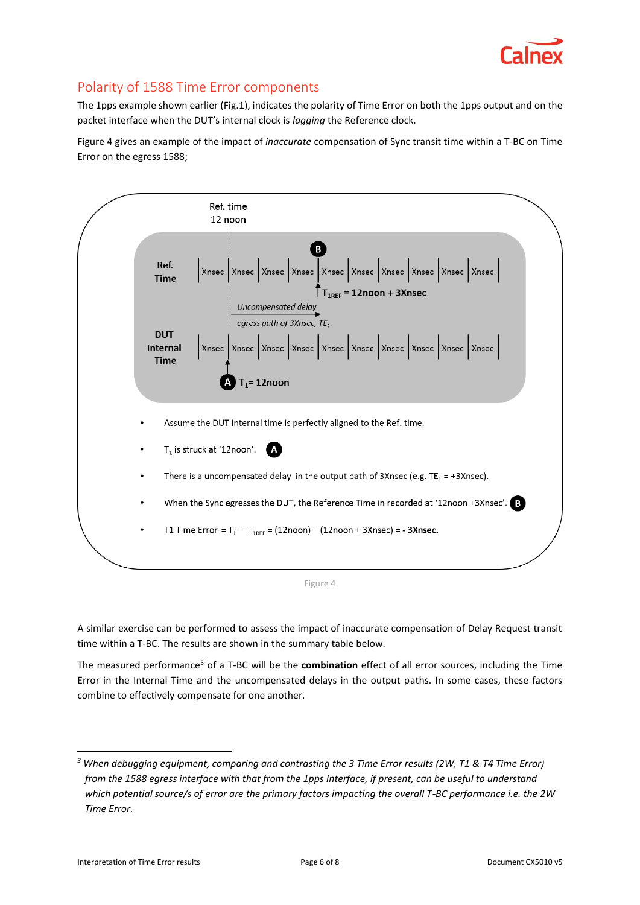## Polarity of 1588 Time Error components

The 1pps example shown earlier (Fig.1), indicates the polarity of Time Error on both the 1pps output and on the packet interface when the DUT's internal clock is *lagging* the Reference clock.

Figure 4 gives an example of the impact of *inaccurate* compensation of Sync transit time within a T-BC on Time Error on the egress 1588;

Ref. time
12 noon

Ref. Time | Xnsec | Xnsec | Xnsec | Xnsec | Xnsec | Xnsec | Xnsec | Xnsec | Xnsec | Xnsec |

B — $T_{1REF}$ = 12noon + 3Xnsec

*Uncompensated delay egress path of 3Xnsec, $TE_1$.*

DUT Internal Time | Xnsec | Xnsec | Xnsec | Xnsec | Xnsec | Xnsec | Xnsec | Xnsec | Xnsec | Xnsec |

A — $T_1$= 12noon

- Assume the DUT internal time is perfectly aligned to the Ref. time.
- $T_1$ is struck at '12noon'. (A)
- There is a uncompensated delay in the output path of 3Xnsec (e.g. $TE_1$ = +3Xnsec).
- When the Sync egresses the DUT, the Reference Time in recorded at '12noon +3Xnsec'. (B)
- T1 Time Error = $T_1 - T_{1REF}$ = (12noon) – (12noon + 3Xnsec) = **- 3Xnsec.**

Figure 4

A similar exercise can be performed to assess the impact of inaccurate compensation of Delay Request transit time within a T-BC. The results are shown in the summary table below.

The measured performance[3] of a T-BC will be the **combination** effect of all error sources, including the Time Error in the Internal Time and the uncompensated delays in the output paths. In some cases, these factors combine to effectively compensate for one another.

---

[3] *When debugging equipment, comparing and contrasting the 3 Time Error results (2W, T1 & T4 Time Error) from the 1588 egress interface with that from the 1pps Interface, if present, can be useful to understand which potential source/s of error are the primary factors impacting the overall T-BC performance i.e. the 2W Time Error.*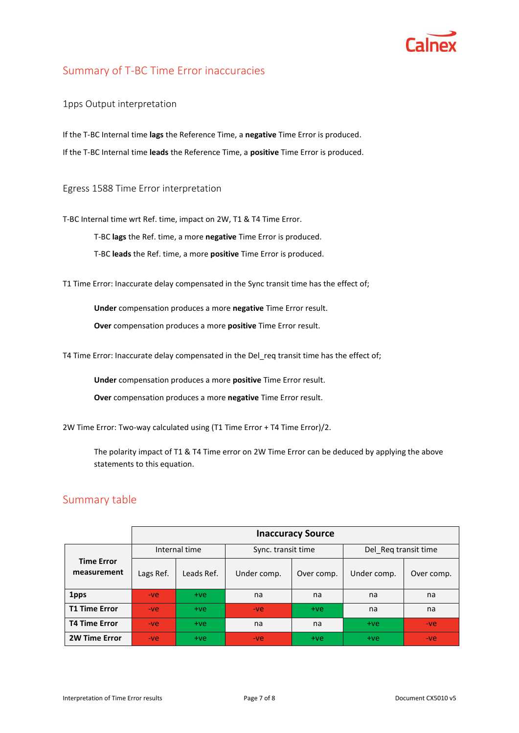## Summary of T-BC Time Error inaccuracies

### 1pps Output interpretation

If the T-BC Internal time **lags** the Reference Time, a **negative** Time Error is produced.

If the T-BC Internal time **leads** the Reference Time, a **positive** Time Error is produced.

### Egress 1588 Time Error interpretation

T-BC Internal time wrt Ref. time, impact on 2W, T1 & T4 Time Error.

> T-BC **lags** the Ref. time, a more **negative** Time Error is produced.
>
> T-BC **leads** the Ref. time, a more **positive** Time Error is produced.

T1 Time Error: Inaccurate delay compensated in the Sync transit time has the effect of;

> **Under** compensation produces a more **negative** Time Error result.
>
> **Over** compensation produces a more **positive** Time Error result.

T4 Time Error: Inaccurate delay compensated in the Del_req transit time has the effect of;

> **Under** compensation produces a more **positive** Time Error result.
>
> **Over** compensation produces a more **negative** Time Error result.

2W Time Error: Two-way calculated using (T1 Time Error + T4 Time Error)/2.

> The polarity impact of T1 & T4 Time error on 2W Time Error can be deduced by applying the above statements to this equation.

## Summary table

| | **Inaccuracy Source** | | | | | |
|---|---|---|---|---|---|---|
| | Internal time | | Sync. transit time | | Del_Req transit time | |
| **Time Error measurement** | Lags Ref. | Leads Ref. | Under comp. | Over comp. | Under comp. | Over comp. |
| **1pps** | -ve | +ve | na | na | na | na |
| **T1 Time Error** | -ve | +ve | -ve | +ve | na | na |
| **T4 Time Error** | -ve | +ve | na | na | +ve | -ve |
| **2W Time Error** | -ve | +ve | -ve | +ve | +ve | -ve |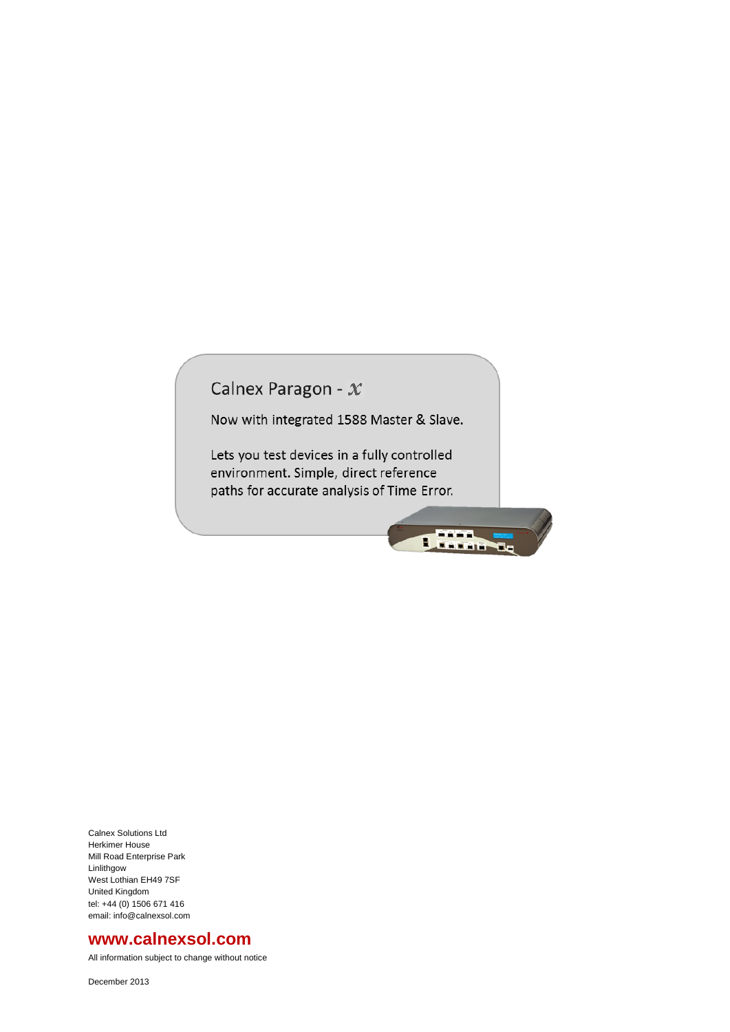Calnex Paragon - $x$

Now with integrated 1588 Master & Slave.

Lets you test devices in a fully controlled environment. Simple, direct reference paths for accurate analysis of Time Error.

Calnex Solutions Ltd
Herkimer House
Mill Road Enterprise Park
Linlithgow
West Lothian EH49 7SF
United Kingdom
tel: +44 (0) 1506 671 416
email: info@calnexsol.com

**www.calnexsol.com**

All information subject to change without notice

December 2013